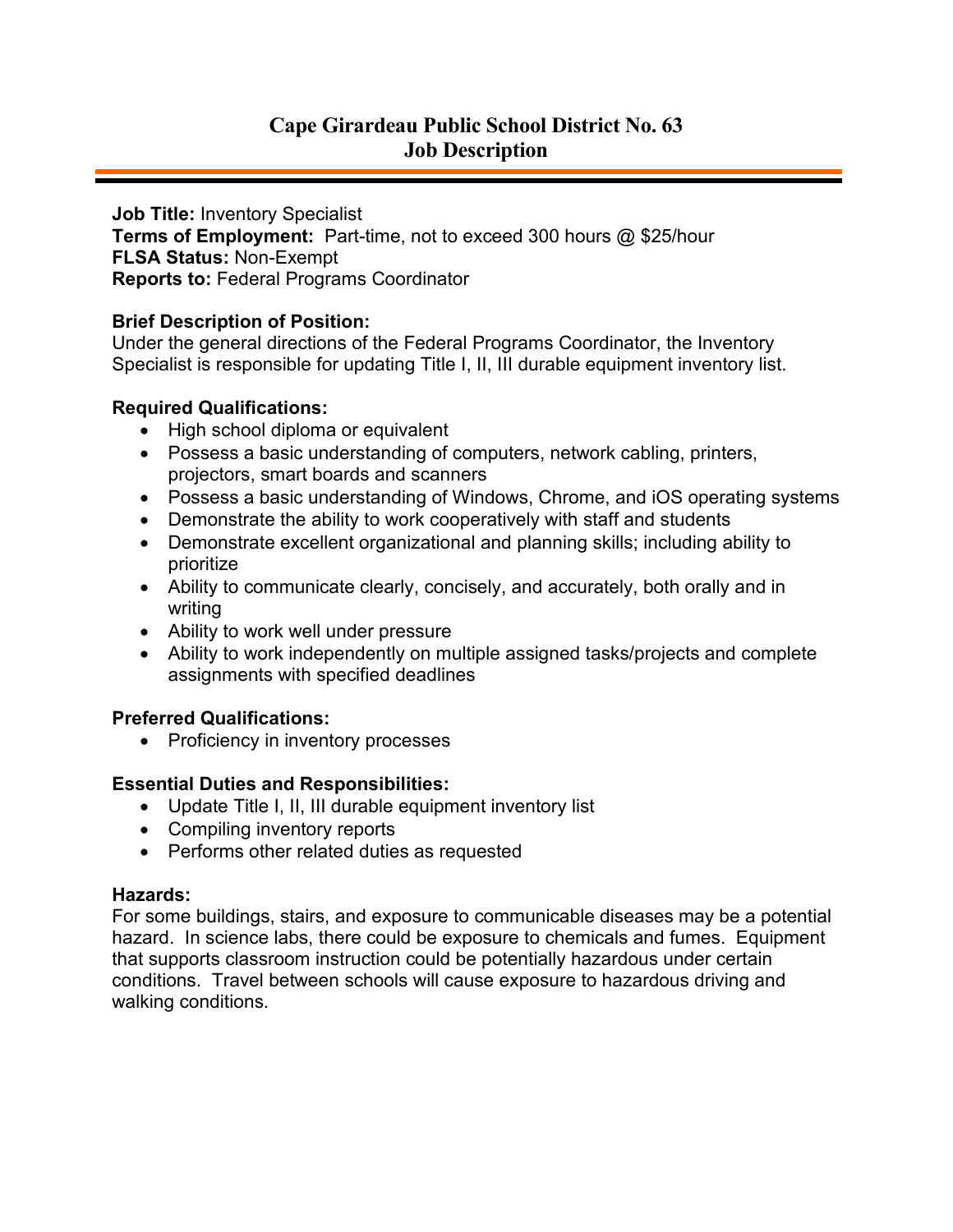# Cape Girardeau Public School District No. 63
## Job Description

**Job Title:** Inventory Specialist
**Terms of Employment:** Part-time, not to exceed 300 hours @ $25/hour
**FLSA Status:** Non-Exempt
**Reports to:** Federal Programs Coordinator

**Brief Description of Position:**
Under the general directions of the Federal Programs Coordinator, the Inventory Specialist is responsible for updating Title I, II, III durable equipment inventory list.

**Required Qualifications:**

- High school diploma or equivalent
- Possess a basic understanding of computers, network cabling, printers, projectors, smart boards and scanners
- Possess a basic understanding of Windows, Chrome, and iOS operating systems
- Demonstrate the ability to work cooperatively with staff and students
- Demonstrate excellent organizational and planning skills; including ability to prioritize
- Ability to communicate clearly, concisely, and accurately, both orally and in writing
- Ability to work well under pressure
- Ability to work independently on multiple assigned tasks/projects and complete assignments with specified deadlines

**Preferred Qualifications:**

- Proficiency in inventory processes

**Essential Duties and Responsibilities:**

- Update Title I, II, III durable equipment inventory list
- Compiling inventory reports
- Performs other related duties as requested

**Hazards:**
For some buildings, stairs, and exposure to communicable diseases may be a potential hazard. In science labs, there could be exposure to chemicals and fumes. Equipment that supports classroom instruction could be potentially hazardous under certain conditions. Travel between schools will cause exposure to hazardous driving and walking conditions.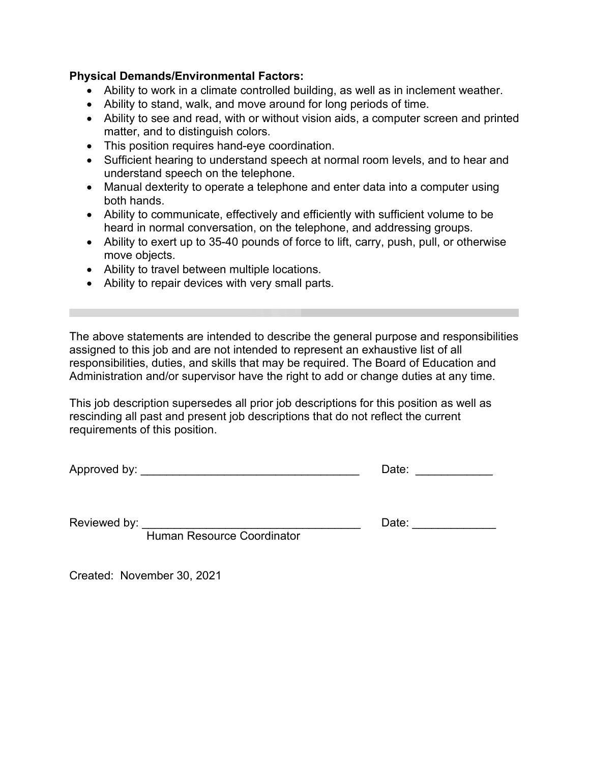**Physical Demands/Environmental Factors:**

- Ability to work in a climate controlled building, as well as in inclement weather.
- Ability to stand, walk, and move around for long periods of time.
- Ability to see and read, with or without vision aids, a computer screen and printed matter, and to distinguish colors.
- This position requires hand-eye coordination.
- Sufficient hearing to understand speech at normal room levels, and to hear and understand speech on the telephone.
- Manual dexterity to operate a telephone and enter data into a computer using both hands.
- Ability to communicate, effectively and efficiently with sufficient volume to be heard in normal conversation, on the telephone, and addressing groups.
- Ability to exert up to 35-40 pounds of force to lift, carry, push, pull, or otherwise move objects.
- Ability to travel between multiple locations.
- Ability to repair devices with very small parts.

---

The above statements are intended to describe the general purpose and responsibilities assigned to this job and are not intended to represent an exhaustive list of all responsibilities, duties, and skills that may be required. The Board of Education and Administration and/or supervisor have the right to add or change duties at any time.

This job description supersedes all prior job descriptions for this position as well as rescinding all past and present job descriptions that do not reflect the current requirements of this position.

Approved by: ___________________________________ Date: ____________

Reviewed by: ___________________________________ Date: _____________
Human Resource Coordinator

Created: November 30, 2021